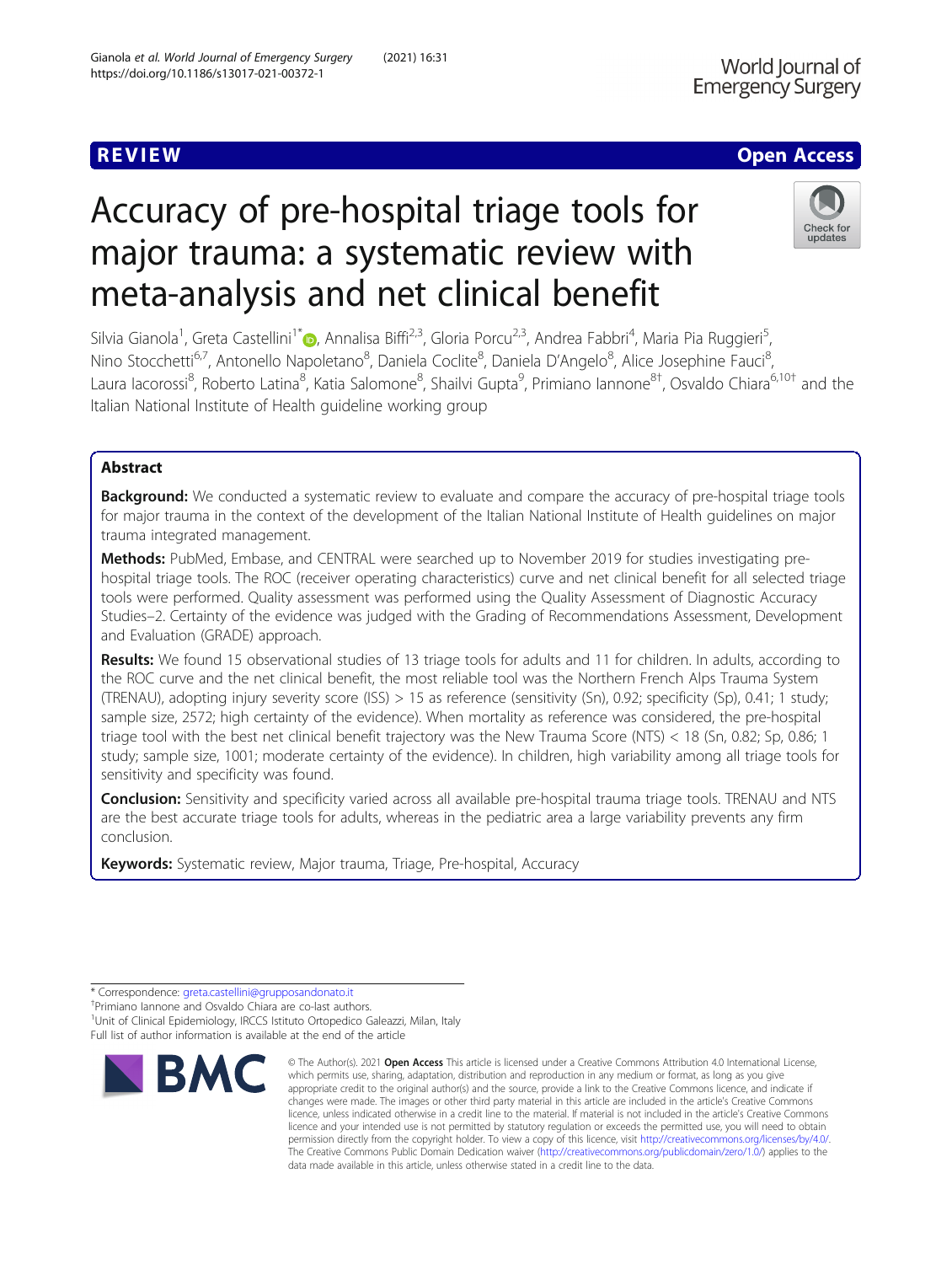REVIEW

Open Access

# Accuracy of pre-hospital triage tools for major trauma: a systematic review with meta-analysis and net clinical benefit

Silvia Gianola[1], Greta Castellini[1*], Annalisa Biffi[2,3], Gloria Porcu[2,3], Andrea Fabbri[4], Maria Pia Ruggieri[5], Nino Stocchetti[6,7], Antonello Napoletano[8], Daniela Coclite[8], Daniela D'Angelo[8], Alice Josephine Fauci[8], Laura Iacorossi[8], Roberto Latina[8], Katia Salomone[8], Shailvi Gupta[9], Primiano Iannone[8†], Osvaldo Chiara[6,10†] and the Italian National Institute of Health guideline working group

## Abstract

**Background:** We conducted a systematic review to evaluate and compare the accuracy of pre-hospital triage tools for major trauma in the context of the development of the Italian National Institute of Health guidelines on major trauma integrated management.

**Methods:** PubMed, Embase, and CENTRAL were searched up to November 2019 for studies investigating pre-hospital triage tools. The ROC (receiver operating characteristics) curve and net clinical benefit for all selected triage tools were performed. Quality assessment was performed using the Quality Assessment of Diagnostic Accuracy Studies–2. Certainty of the evidence was judged with the Grading of Recommendations Assessment, Development and Evaluation (GRADE) approach.

**Results:** We found 15 observational studies of 13 triage tools for adults and 11 for children. In adults, according to the ROC curve and the net clinical benefit, the most reliable tool was the Northern French Alps Trauma System (TRENAU), adopting injury severity score (ISS) > 15 as reference (sensitivity (Sn), 0.92; specificity (Sp), 0.41; 1 study; sample size, 2572; high certainty of the evidence). When mortality as reference was considered, the pre-hospital triage tool with the best net clinical benefit trajectory was the New Trauma Score (NTS) < 18 (Sn, 0.82; Sp, 0.86; 1 study; sample size, 1001; moderate certainty of the evidence). In children, high variability among all triage tools for sensitivity and specificity was found.

**Conclusion:** Sensitivity and specificity varied across all available pre-hospital trauma triage tools. TRENAU and NTS are the best accurate triage tools for adults, whereas in the pediatric area a large variability prevents any firm conclusion.

**Keywords:** Systematic review, Major trauma, Triage, Pre-hospital, Accuracy

---

* Correspondence: greta.castellini@grupposandonato.it

†Primiano Iannone and Osvaldo Chiara are co-last authors.

[1]Unit of Clinical Epidemiology, IRCCS Istituto Ortopedico Galeazzi, Milan, Italy

Full list of author information is available at the end of the article

© The Author(s). 2021 **Open Access** This article is licensed under a Creative Commons Attribution 4.0 International License, which permits use, sharing, adaptation, distribution and reproduction in any medium or format, as long as you give appropriate credit to the original author(s) and the source, provide a link to the Creative Commons licence, and indicate if changes were made. The images or other third party material in this article are included in the article's Creative Commons licence, unless indicated otherwise in a credit line to the material. If material is not included in the article's Creative Commons licence and your intended use is not permitted by statutory regulation or exceeds the permitted use, you will need to obtain permission directly from the copyright holder. To view a copy of this licence, visit http://creativecommons.org/licenses/by/4.0/. The Creative Commons Public Domain Dedication waiver (http://creativecommons.org/publicdomain/zero/1.0/) applies to the data made available in this article, unless otherwise stated in a credit line to the data.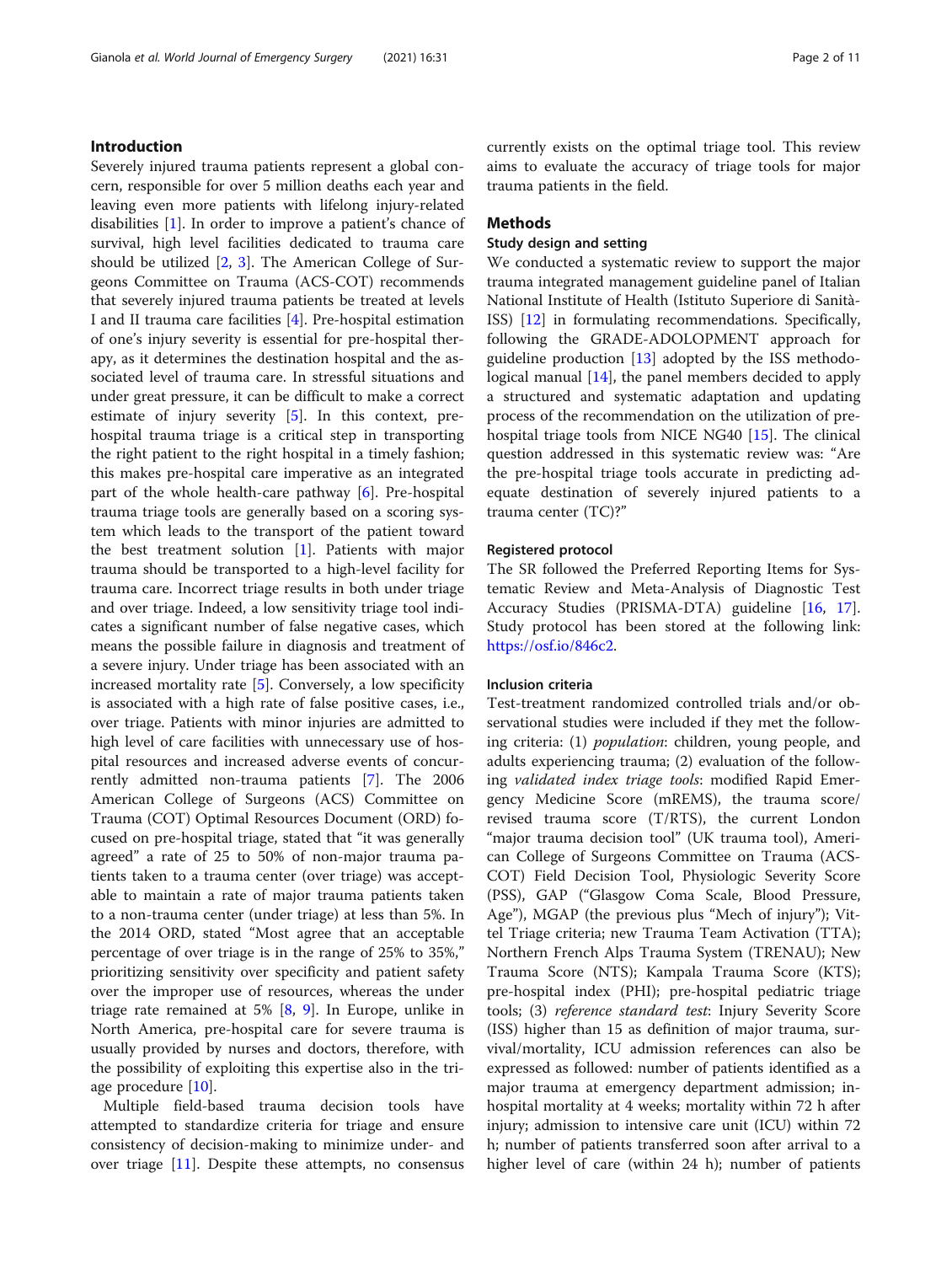## Introduction

Severely injured trauma patients represent a global concern, responsible for over 5 million deaths each year and leaving even more patients with lifelong injury-related disabilities [1]. In order to improve a patient's chance of survival, high level facilities dedicated to trauma care should be utilized [2, 3]. The American College of Surgeons Committee on Trauma (ACS-COT) recommends that severely injured trauma patients be treated at levels I and II trauma care facilities [4]. Pre-hospital estimation of one's injury severity is essential for pre-hospital therapy, as it determines the destination hospital and the associated level of trauma care. In stressful situations and under great pressure, it can be difficult to make a correct estimate of injury severity [5]. In this context, pre-hospital trauma triage is a critical step in transporting the right patient to the right hospital in a timely fashion; this makes pre-hospital care imperative as an integrated part of the whole health-care pathway [6]. Pre-hospital trauma triage tools are generally based on a scoring system which leads to the transport of the patient toward the best treatment solution [1]. Patients with major trauma should be transported to a high-level facility for trauma care. Incorrect triage results in both under triage and over triage. Indeed, a low sensitivity triage tool indicates a significant number of false negative cases, which means the possible failure in diagnosis and treatment of a severe injury. Under triage has been associated with an increased mortality rate [5]. Conversely, a low specificity is associated with a high rate of false positive cases, i.e., over triage. Patients with minor injuries are admitted to high level of care facilities with unnecessary use of hospital resources and increased adverse events of concurrently admitted non-trauma patients [7]. The 2006 American College of Surgeons (ACS) Committee on Trauma (COT) Optimal Resources Document (ORD) focused on pre-hospital triage, stated that "it was generally agreed" a rate of 25 to 50% of non-major trauma patients taken to a trauma center (over triage) was acceptable to maintain a rate of major trauma patients taken to a non-trauma center (under triage) at less than 5%. In the 2014 ORD, stated "Most agree that an acceptable percentage of over triage is in the range of 25% to 35%," prioritizing sensitivity over specificity and patient safety over the improper use of resources, whereas the under triage rate remained at 5% [8, 9]. In Europe, unlike in North America, pre-hospital care for severe trauma is usually provided by nurses and doctors, therefore, with the possibility of exploiting this expertise also in the triage procedure [10].

Multiple field-based trauma decision tools have attempted to standardize criteria for triage and ensure consistency of decision-making to minimize under- and over triage [11]. Despite these attempts, no consensus currently exists on the optimal triage tool. This review aims to evaluate the accuracy of triage tools for major trauma patients in the field.

## Methods

### Study design and setting

We conducted a systematic review to support the major trauma integrated management guideline panel of Italian National Institute of Health (Istituto Superiore di Sanità-ISS) [12] in formulating recommendations. Specifically, following the GRADE-ADOLOPMENT approach for guideline production [13] adopted by the ISS methodological manual [14], the panel members decided to apply a structured and systematic adaptation and updating process of the recommendation on the utilization of pre-hospital triage tools from NICE NG40 [15]. The clinical question addressed in this systematic review was: "Are the pre-hospital triage tools accurate in predicting adequate destination of severely injured patients to a trauma center (TC)?"

### Registered protocol

The SR followed the Preferred Reporting Items for Systematic Review and Meta-Analysis of Diagnostic Test Accuracy Studies (PRISMA-DTA) guideline [16, 17]. Study protocol has been stored at the following link: https://osf.io/846c2.

### Inclusion criteria

Test-treatment randomized controlled trials and/or observational studies were included if they met the following criteria: (1) *population*: children, young people, and adults experiencing trauma; (2) evaluation of the following *validated index triage tools*: modified Rapid Emergency Medicine Score (mREMS), the trauma score/revised trauma score (T/RTS), the current London "major trauma decision tool" (UK trauma tool), American College of Surgeons Committee on Trauma (ACS-COT) Field Decision Tool, Physiologic Severity Score (PSS), GAP ("Glasgow Coma Scale, Blood Pressure, Age"), MGAP (the previous plus "Mech of injury"); Vittel Triage criteria; new Trauma Team Activation (TTA); Northern French Alps Trauma System (TRENAU); New Trauma Score (NTS); Kampala Trauma Score (KTS); pre-hospital index (PHI); pre-hospital pediatric triage tools; (3) *reference standard test*: Injury Severity Score (ISS) higher than 15 as definition of major trauma, survival/mortality, ICU admission references can also be expressed as followed: number of patients identified as a major trauma at emergency department admission; in-hospital mortality at 4 weeks; mortality within 72 h after injury; admission to intensive care unit (ICU) within 72 h; number of patients transferred soon after arrival to a higher level of care (within 24 h); number of patients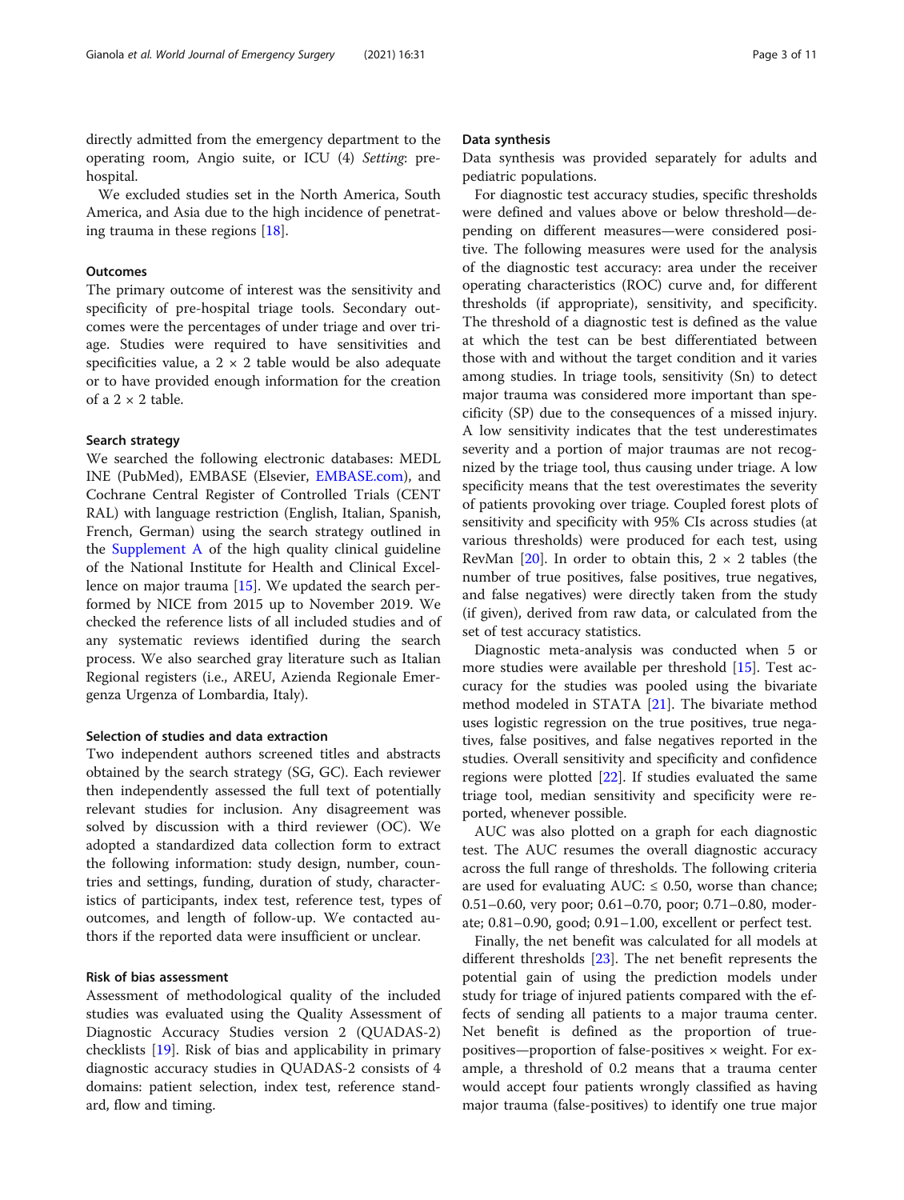directly admitted from the emergency department to the operating room, Angio suite, or ICU (4) *Setting*: pre-hospital.

We excluded studies set in the North America, South America, and Asia due to the high incidence of penetrating trauma in these regions [18].

### Outcomes

The primary outcome of interest was the sensitivity and specificity of pre-hospital triage tools. Secondary outcomes were the percentages of under triage and over triage. Studies were required to have sensitivities and specificities value, a 2 × 2 table would be also adequate or to have provided enough information for the creation of a 2 × 2 table.

### Search strategy

We searched the following electronic databases: MEDLINE (PubMed), EMBASE (Elsevier, EMBASE.com), and Cochrane Central Register of Controlled Trials (CENTRAL) with language restriction (English, Italian, Spanish, French, German) using the search strategy outlined in the Supplement A of the high quality clinical guideline of the National Institute for Health and Clinical Excellence on major trauma [15]. We updated the search performed by NICE from 2015 up to November 2019. We checked the reference lists of all included studies and of any systematic reviews identified during the search process. We also searched gray literature such as Italian Regional registers (i.e., AREU, Azienda Regionale Emergenza Urgenza of Lombardia, Italy).

### Selection of studies and data extraction

Two independent authors screened titles and abstracts obtained by the search strategy (SG, GC). Each reviewer then independently assessed the full text of potentially relevant studies for inclusion. Any disagreement was solved by discussion with a third reviewer (OC). We adopted a standardized data collection form to extract the following information: study design, number, countries and settings, funding, duration of study, characteristics of participants, index test, reference test, types of outcomes, and length of follow-up. We contacted authors if the reported data were insufficient or unclear.

### Risk of bias assessment

Assessment of methodological quality of the included studies was evaluated using the Quality Assessment of Diagnostic Accuracy Studies version 2 (QUADAS-2) checklists [19]. Risk of bias and applicability in primary diagnostic accuracy studies in QUADAS-2 consists of 4 domains: patient selection, index test, reference standard, flow and timing.

### Data synthesis

Data synthesis was provided separately for adults and pediatric populations.

For diagnostic test accuracy studies, specific thresholds were defined and values above or below threshold—depending on different measures—were considered positive. The following measures were used for the analysis of the diagnostic test accuracy: area under the receiver operating characteristics (ROC) curve and, for different thresholds (if appropriate), sensitivity, and specificity. The threshold of a diagnostic test is defined as the value at which the test can be best differentiated between those with and without the target condition and it varies among studies. In triage tools, sensitivity (Sn) to detect major trauma was considered more important than specificity (SP) due to the consequences of a missed injury. A low sensitivity indicates that the test underestimates severity and a portion of major traumas are not recognized by the triage tool, thus causing under triage. A low specificity means that the test overestimates the severity of patients provoking over triage. Coupled forest plots of sensitivity and specificity with 95% CIs across studies (at various thresholds) were produced for each test, using RevMan [20]. In order to obtain this, 2 × 2 tables (the number of true positives, false positives, true negatives, and false negatives) were directly taken from the study (if given), derived from raw data, or calculated from the set of test accuracy statistics.

Diagnostic meta-analysis was conducted when 5 or more studies were available per threshold [15]. Test accuracy for the studies was pooled using the bivariate method modeled in STATA [21]. The bivariate method uses logistic regression on the true positives, true negatives, false positives, and false negatives reported in the studies. Overall sensitivity and specificity and confidence regions were plotted [22]. If studies evaluated the same triage tool, median sensitivity and specificity were reported, whenever possible.

AUC was also plotted on a graph for each diagnostic test. The AUC resumes the overall diagnostic accuracy across the full range of thresholds. The following criteria are used for evaluating AUC: ≤ 0.50, worse than chance; 0.51–0.60, very poor; 0.61–0.70, poor; 0.71–0.80, moderate; 0.81–0.90, good; 0.91–1.00, excellent or perfect test.

Finally, the net benefit was calculated for all models at different thresholds [23]. The net benefit represents the potential gain of using the prediction models under study for triage of injured patients compared with the effects of sending all patients to a major trauma center. Net benefit is defined as the proportion of true-positives—proportion of false-positives × weight. For example, a threshold of 0.2 means that a trauma center would accept four patients wrongly classified as having major trauma (false-positives) to identify one true major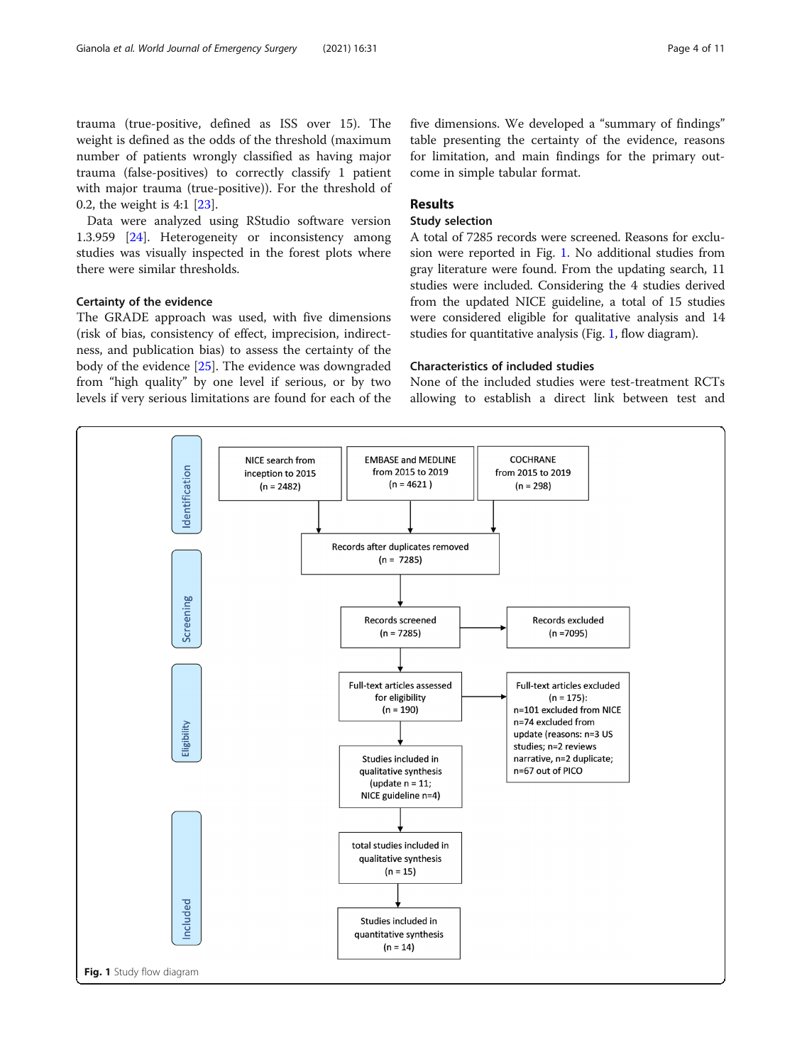trauma (true-positive, defined as ISS over 15). The weight is defined as the odds of the threshold (maximum number of patients wrongly classified as having major trauma (false-positives) to correctly classify 1 patient with major trauma (true-positive)). For the threshold of 0.2, the weight is 4:1 [23].

Data were analyzed using RStudio software version 1.3.959 [24]. Heterogeneity or inconsistency among studies was visually inspected in the forest plots where there were similar thresholds.

### Certainty of the evidence

The GRADE approach was used, with five dimensions (risk of bias, consistency of effect, imprecision, indirectness, and publication bias) to assess the certainty of the body of the evidence [25]. The evidence was downgraded from "high quality" by one level if serious, or by two levels if very serious limitations are found for each of the five dimensions. We developed a "summary of findings" table presenting the certainty of the evidence, reasons for limitation, and main findings for the primary outcome in simple tabular format.

## Results

### Study selection

A total of 7285 records were screened. Reasons for exclusion were reported in Fig. 1. No additional studies from gray literature were found. From the updating search, 11 studies were included. Considering the 4 studies derived from the updated NICE guideline, a total of 15 studies were considered eligible for qualitative analysis and 14 studies for quantitative analysis (Fig. 1, flow diagram).

### Characteristics of included studies

None of the included studies were test-treatment RCTs allowing to establish a direct link between test and

**Identification**

- NICE search from inception to 2015 (n = 2482)
- EMBASE and MEDLINE from 2015 to 2019 (n = 4621 )
- COCHRANE from 2015 to 2019 (n = 298)

→ Records after duplicates removed (n = 7285)

**Screening**

- Records screened (n = 7285) → Records excluded (n =7095)

**Eligibility**

- Full-text articles assessed for eligibility (n = 190) → Full-text articles excluded (n = 175): n=101 excluded from NICE n=74 excluded from update (reasons: n=3 US studies; n=2 reviews narrative, n=2 duplicate; n=67 out of PICO
- Studies included in qualitative synthesis (update n = 11; NICE guideline n=4)

**Included**

- total studies included in qualitative synthesis (n = 15)
- Studies included in quantitative synthesis (n = 14)

**Fig. 1** Study flow diagram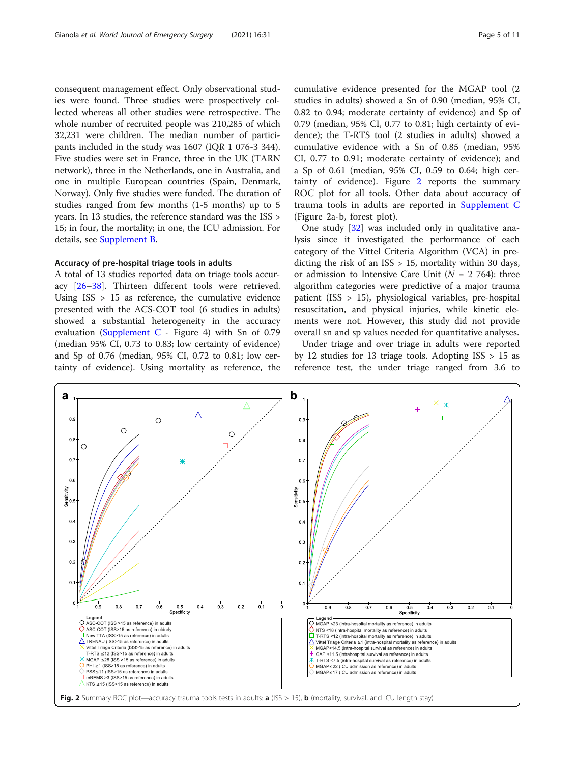consequent management effect. Only observational studies were found. Three studies were prospectively collected whereas all other studies were retrospective. The whole number of recruited people was 210,285 of which 32,231 were children. The median number of participants included in the study was 1607 (IQR 1 076-3 344). Five studies were set in France, three in the UK (TARN network), three in the Netherlands, one in Australia, and one in multiple European countries (Spain, Denmark, Norway). Only five studies were funded. The duration of studies ranged from few months (1-5 months) up to 5 years. In 13 studies, the reference standard was the ISS > 15; in four, the mortality; in one, the ICU admission. For details, see Supplement B.

### Accuracy of pre-hospital triage tools in adults

A total of 13 studies reported data on triage tools accuracy [26–38]. Thirteen different tools were retrieved. Using ISS > 15 as reference, the cumulative evidence presented with the ACS-COT tool (6 studies in adults) showed a substantial heterogeneity in the accuracy evaluation (Supplement C - Figure 4) with Sn of 0.79 (median 95% CI, 0.73 to 0.83; low certainty of evidence) and Sp of 0.76 (median, 95% CI, 0.72 to 0.81; low certainty of evidence). Using mortality as reference, the cumulative evidence presented for the MGAP tool (2 studies in adults) showed a Sn of 0.90 (median, 95% CI, 0.82 to 0.94; moderate certainty of evidence) and Sp of 0.79 (median, 95% CI, 0.77 to 0.81; high certainty of evidence); the T-RTS tool (2 studies in adults) showed a cumulative evidence with a Sn of 0.85 (median, 95% CI, 0.77 to 0.91; moderate certainty of evidence); and a Sp of 0.61 (median, 95% CI, 0.59 to 0.64; high certainty of evidence). Figure 2 reports the summary ROC plot for all tools. Other data about accuracy of trauma tools in adults are reported in Supplement C (Figure 2a-b, forest plot).

One study [32] was included only in qualitative analysis since it investigated the performance of each category of the Vittel Criteria Algorithm (VCA) in predicting the risk of an ISS > 15, mortality within 30 days, or admission to Intensive Care Unit (N = 2 764): three algorithm categories were predictive of a major trauma patient (ISS > 15), physiological variables, pre-hospital resuscitation, and physical injuries, while kinetic elements were not. However, this study did not provide overall sn and sp values needed for quantitative analyses.

Under triage and over triage in adults were reported by 12 studies for 13 triage tools. Adopting ISS > 15 as reference test, the under triage ranged from 3.6 to

**Fig. 2** Summary ROC plot—accuracy trauma tools tests in adults: **a** (ISS > 15), **b** (mortality, survival, and ICU length stay)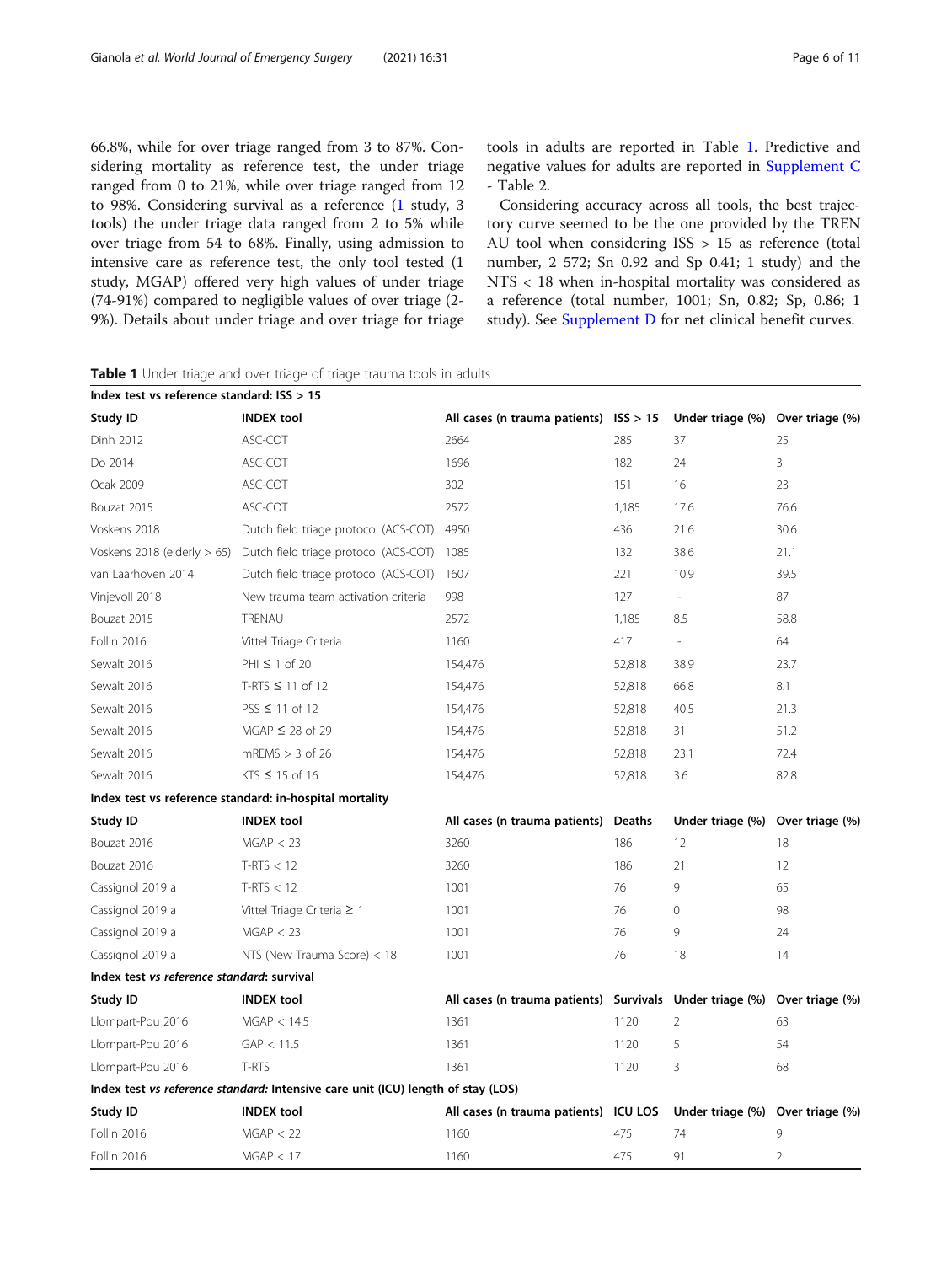66.8%, while for over triage ranged from 3 to 87%. Considering mortality as reference test, the under triage ranged from 0 to 21%, while over triage ranged from 12 to 98%. Considering survival as a reference (1 study, 3 tools) the under triage data ranged from 2 to 5% while over triage from 54 to 68%. Finally, using admission to intensive care as reference test, the only tool tested (1 study, MGAP) offered very high values of under triage (74-91%) compared to negligible values of over triage (2-9%). Details about under triage and over triage for triage tools in adults are reported in Table 1. Predictive and negative values for adults are reported in Supplement C - Table 2.

Considering accuracy across all tools, the best trajectory curve seemed to be the one provided by the TRENAU tool when considering ISS > 15 as reference (total number, 2 572; Sn 0.92 and Sp 0.41; 1 study) and the NTS < 18 when in-hospital mortality was considered as a reference (total number, 1001; Sn, 0.82; Sp, 0.86; 1 study). See Supplement D for net clinical benefit curves.

**Table 1** Under triage and over triage of triage trauma tools in adults

| **Index test vs reference standard: ISS > 15** | | | | | |
|---|---|---|---|---|---|
| **Study ID** | **INDEX tool** | **All cases (n trauma patients)** | **ISS > 15** | **Under triage (%)** | **Over triage (%)** |
| Dinh 2012 | ASC-COT | 2664 | 285 | 37 | 25 |
| Do 2014 | ASC-COT | 1696 | 182 | 24 | 3 |
| Ocak 2009 | ASC-COT | 302 | 151 | 16 | 23 |
| Bouzat 2015 | ASC-COT | 2572 | 1,185 | 17.6 | 76.6 |
| Voskens 2018 | Dutch field triage protocol (ACS-COT) | 4950 | 436 | 21.6 | 30.6 |
| Voskens 2018 (elderly > 65) | Dutch field triage protocol (ACS-COT) | 1085 | 132 | 38.6 | 21.1 |
| van Laarhoven 2014 | Dutch field triage protocol (ACS-COT) | 1607 | 221 | 10.9 | 39.5 |
| Vinjevoll 2018 | New trauma team activation criteria | 998 | 127 | - | 87 |
| Bouzat 2015 | TRENAU | 2572 | 1,185 | 8.5 | 58.8 |
| Follin 2016 | Vittel Triage Criteria | 1160 | 417 | - | 64 |
| Sewalt 2016 | PHI ≤ 1 of 20 | 154,476 | 52,818 | 38.9 | 23.7 |
| Sewalt 2016 | T-RTS ≤ 11 of 12 | 154,476 | 52,818 | 66.8 | 8.1 |
| Sewalt 2016 | PSS ≤ 11 of 12 | 154,476 | 52,818 | 40.5 | 21.3 |
| Sewalt 2016 | MGAP ≤ 28 of 29 | 154,476 | 52,818 | 31 | 51.2 |
| Sewalt 2016 | mREMS > 3 of 26 | 154,476 | 52,818 | 23.1 | 72.4 |
| Sewalt 2016 | KTS ≤ 15 of 16 | 154,476 | 52,818 | 3.6 | 82.8 |
| **Index test vs reference standard: in-hospital mortality** | | | | | |
| **Study ID** | **INDEX tool** | **All cases (n trauma patients)** | **Deaths** | **Under triage (%)** | **Over triage (%)** |
| Bouzat 2016 | MGAP < 23 | 3260 | 186 | 12 | 18 |
| Bouzat 2016 | T-RTS < 12 | 3260 | 186 | 21 | 12 |
| Cassignol 2019 a | T-RTS < 12 | 1001 | 76 | 9 | 65 |
| Cassignol 2019 a | Vittel Triage Criteria ≥ 1 | 1001 | 76 | 0 | 98 |
| Cassignol 2019 a | MGAP < 23 | 1001 | 76 | 9 | 24 |
| Cassignol 2019 a | NTS (New Trauma Score) < 18 | 1001 | 76 | 18 | 14 |
| **Index test *vs reference standard*: survival** | | | | | |
| **Study ID** | **INDEX tool** | **All cases (n trauma patients)** | **Survivals** | **Under triage (%)** | **Over triage (%)** |
| Llompart-Pou 2016 | MGAP < 14.5 | 1361 | 1120 | 2 | 63 |
| Llompart-Pou 2016 | GAP < 11.5 | 1361 | 1120 | 5 | 54 |
| Llompart-Pou 2016 | T-RTS | 1361 | 1120 | 3 | 68 |
| **Index test *vs reference standard:* Intensive care unit (ICU) length of stay (LOS)** | | | | | |
| **Study ID** | **INDEX tool** | **All cases (n trauma patients)** | **ICU LOS** | **Under triage (%)** | **Over triage (%)** |
| Follin 2016 | MGAP < 22 | 1160 | 475 | 74 | 9 |
| Follin 2016 | MGAP < 17 | 1160 | 475 | 91 | 2 |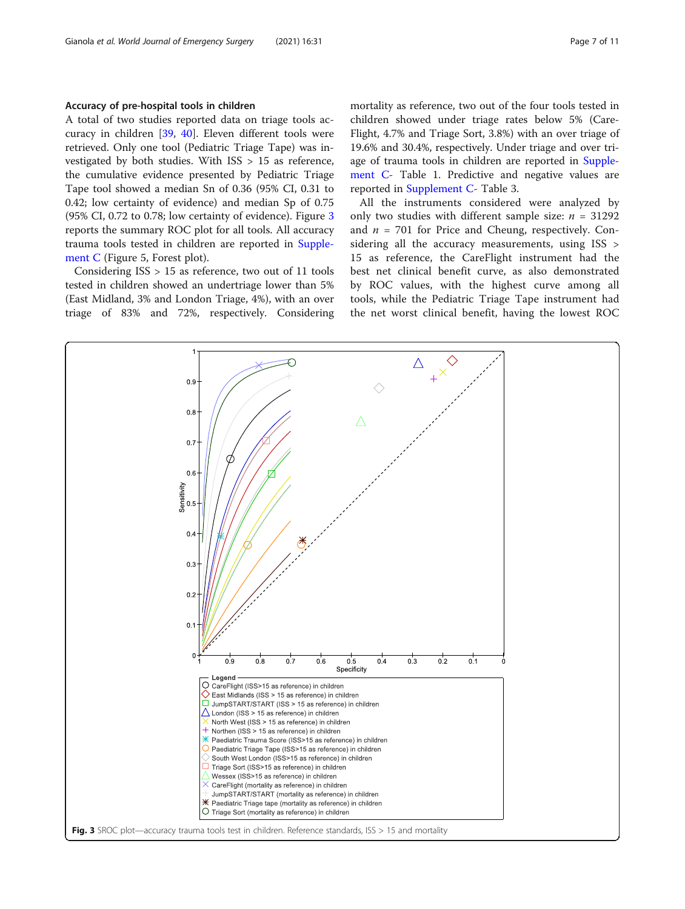### Accuracy of pre-hospital tools in children

A total of two studies reported data on triage tools accuracy in children [39, 40]. Eleven different tools were retrieved. Only one tool (Pediatric Triage Tape) was investigated by both studies. With ISS > 15 as reference, the cumulative evidence presented by Pediatric Triage Tape tool showed a median Sn of 0.36 (95% CI, 0.31 to 0.42; low certainty of evidence) and median Sp of 0.75 (95% CI, 0.72 to 0.78; low certainty of evidence). Figure 3 reports the summary ROC plot for all tools. All accuracy trauma tools tested in children are reported in Supplement C (Figure 5, Forest plot).

Considering ISS > 15 as reference, two out of 11 tools tested in children showed an undertriage lower than 5% (East Midland, 3% and London Triage, 4%), with an over triage of 83% and 72%, respectively. Considering mortality as reference, two out of the four tools tested in children showed under triage rates below 5% (CareFlight, 4.7% and Triage Sort, 3.8%) with an over triage of 19.6% and 30.4%, respectively. Under triage and over triage of trauma tools in children are reported in Supplement C- Table 1. Predictive and negative values are reported in Supplement C- Table 3.

All the instruments considered were analyzed by only two studies with different sample size: $n$ = 31292 and $n$ = 701 for Price and Cheung, respectively. Considering all the accuracy measurements, using ISS > 15 as reference, the CareFlight instrument had the best net clinical benefit curve, as also demonstrated by ROC values, with the highest curve among all tools, while the Pediatric Triage Tape instrument had the net worst clinical benefit, having the lowest ROC

**Fig. 3** SROC plot—accuracy trauma tools test in children. Reference standards, ISS > 15 and mortality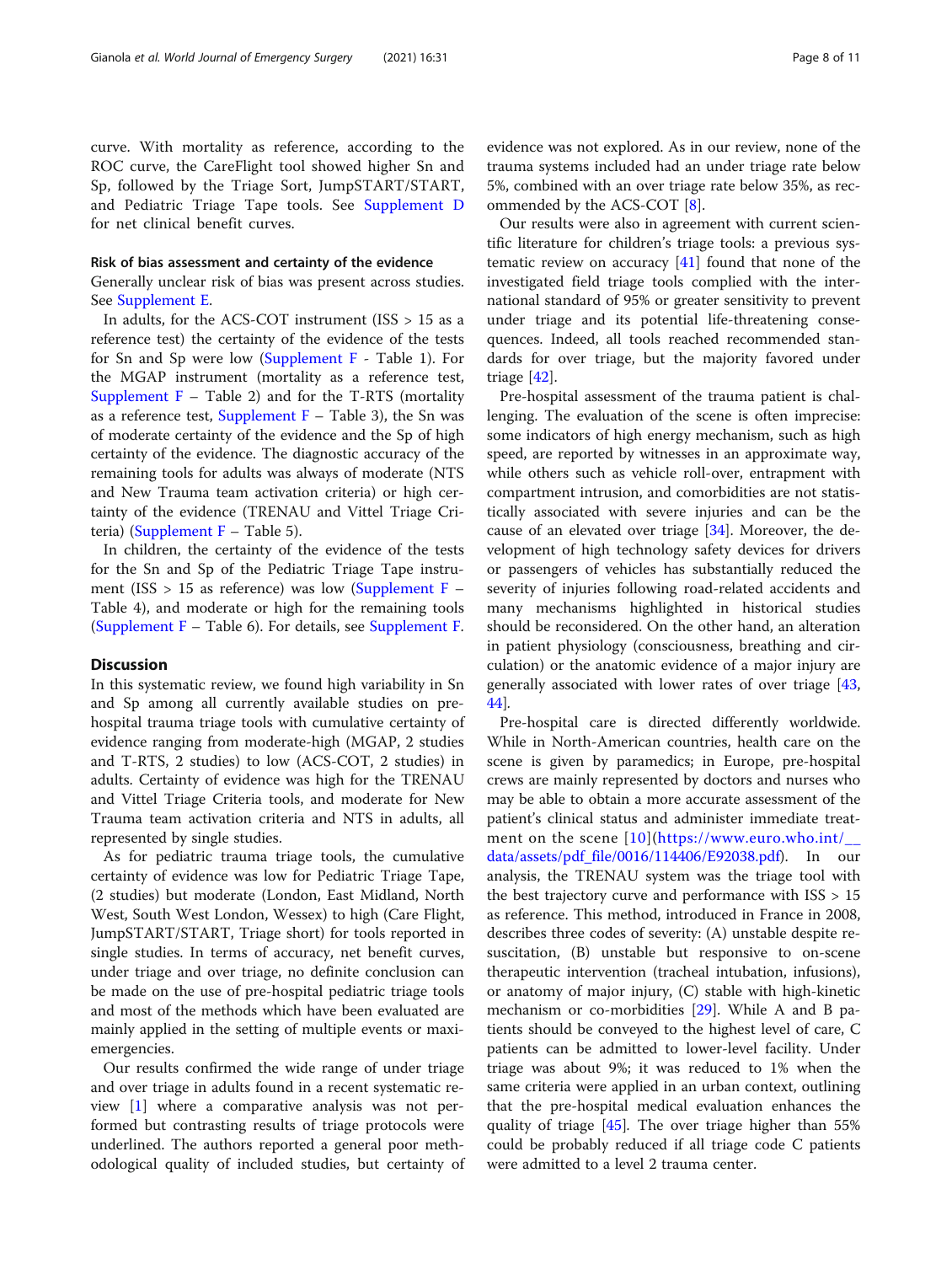curve. With mortality as reference, according to the ROC curve, the CareFlight tool showed higher Sn and Sp, followed by the Triage Sort, JumpSTART/START, and Pediatric Triage Tape tools. See Supplement D for net clinical benefit curves.

#### Risk of bias assessment and certainty of the evidence

Generally unclear risk of bias was present across studies. See Supplement E.

In adults, for the ACS-COT instrument (ISS > 15 as a reference test) the certainty of the evidence of the tests for Sn and Sp were low (Supplement F - Table 1). For the MGAP instrument (mortality as a reference test, Supplement F – Table 2) and for the T-RTS (mortality as a reference test, Supplement F – Table 3), the Sn was of moderate certainty of the evidence and the Sp of high certainty of the evidence. The diagnostic accuracy of the remaining tools for adults was always of moderate (NTS and New Trauma team activation criteria) or high certainty of the evidence (TRENAU and Vittel Triage Criteria) (Supplement F – Table 5).

In children, the certainty of the evidence of the tests for the Sn and Sp of the Pediatric Triage Tape instrument (ISS > 15 as reference) was low (Supplement F – Table 4), and moderate or high for the remaining tools (Supplement F – Table 6). For details, see Supplement F.

## Discussion

In this systematic review, we found high variability in Sn and Sp among all currently available studies on pre-hospital trauma triage tools with cumulative certainty of evidence ranging from moderate-high (MGAP, 2 studies and T-RTS, 2 studies) to low (ACS-COT, 2 studies) in adults. Certainty of evidence was high for the TRENAU and Vittel Triage Criteria tools, and moderate for New Trauma team activation criteria and NTS in adults, all represented by single studies.

As for pediatric trauma triage tools, the cumulative certainty of evidence was low for Pediatric Triage Tape, (2 studies) but moderate (London, East Midland, North West, South West London, Wessex) to high (Care Flight, JumpSTART/START, Triage short) for tools reported in single studies. In terms of accuracy, net benefit curves, under triage and over triage, no definite conclusion can be made on the use of pre-hospital pediatric triage tools and most of the methods which have been evaluated are mainly applied in the setting of multiple events or maxi-emergencies.

Our results confirmed the wide range of under triage and over triage in adults found in a recent systematic review [1] where a comparative analysis was not performed but contrasting results of triage protocols were underlined. The authors reported a general poor methodological quality of included studies, but certainty of evidence was not explored. As in our review, none of the trauma systems included had an under triage rate below 5%, combined with an over triage rate below 35%, as recommended by the ACS-COT [8].

Our results were also in agreement with current scientific literature for children's triage tools: a previous systematic review on accuracy [41] found that none of the investigated field triage tools complied with the international standard of 95% or greater sensitivity to prevent under triage and its potential life-threatening consequences. Indeed, all tools reached recommended standards for over triage, but the majority favored under triage [42].

Pre-hospital assessment of the trauma patient is challenging. The evaluation of the scene is often imprecise: some indicators of high energy mechanism, such as high speed, are reported by witnesses in an approximate way, while others such as vehicle roll-over, entrapment with compartment intrusion, and comorbidities are not statistically associated with severe injuries and can be the cause of an elevated over triage [34]. Moreover, the development of high technology safety devices for drivers or passengers of vehicles has substantially reduced the severity of injuries following road-related accidents and many mechanisms highlighted in historical studies should be reconsidered. On the other hand, an alteration in patient physiology (consciousness, breathing and circulation) or the anatomic evidence of a major injury are generally associated with lower rates of over triage [43, 44].

Pre-hospital care is directed differently worldwide. While in North-American countries, health care on the scene is given by paramedics; in Europe, pre-hospital crews are mainly represented by doctors and nurses who may be able to obtain a more accurate assessment of the patient's clinical status and administer immediate treatment on the scene [10](https://www.euro.who.int/__data/assets/pdf_file/0016/114406/E92038.pdf). In our analysis, the TRENAU system was the triage tool with the best trajectory curve and performance with ISS > 15 as reference. This method, introduced in France in 2008, describes three codes of severity: (A) unstable despite resuscitation, (B) unstable but responsive to on-scene therapeutic intervention (tracheal intubation, infusions), or anatomy of major injury, (C) stable with high-kinetic mechanism or co-morbidities [29]. While A and B patients should be conveyed to the highest level of care, C patients can be admitted to lower-level facility. Under triage was about 9%; it was reduced to 1% when the same criteria were applied in an urban context, outlining that the pre-hospital medical evaluation enhances the quality of triage [45]. The over triage higher than 55% could be probably reduced if all triage code C patients were admitted to a level 2 trauma center.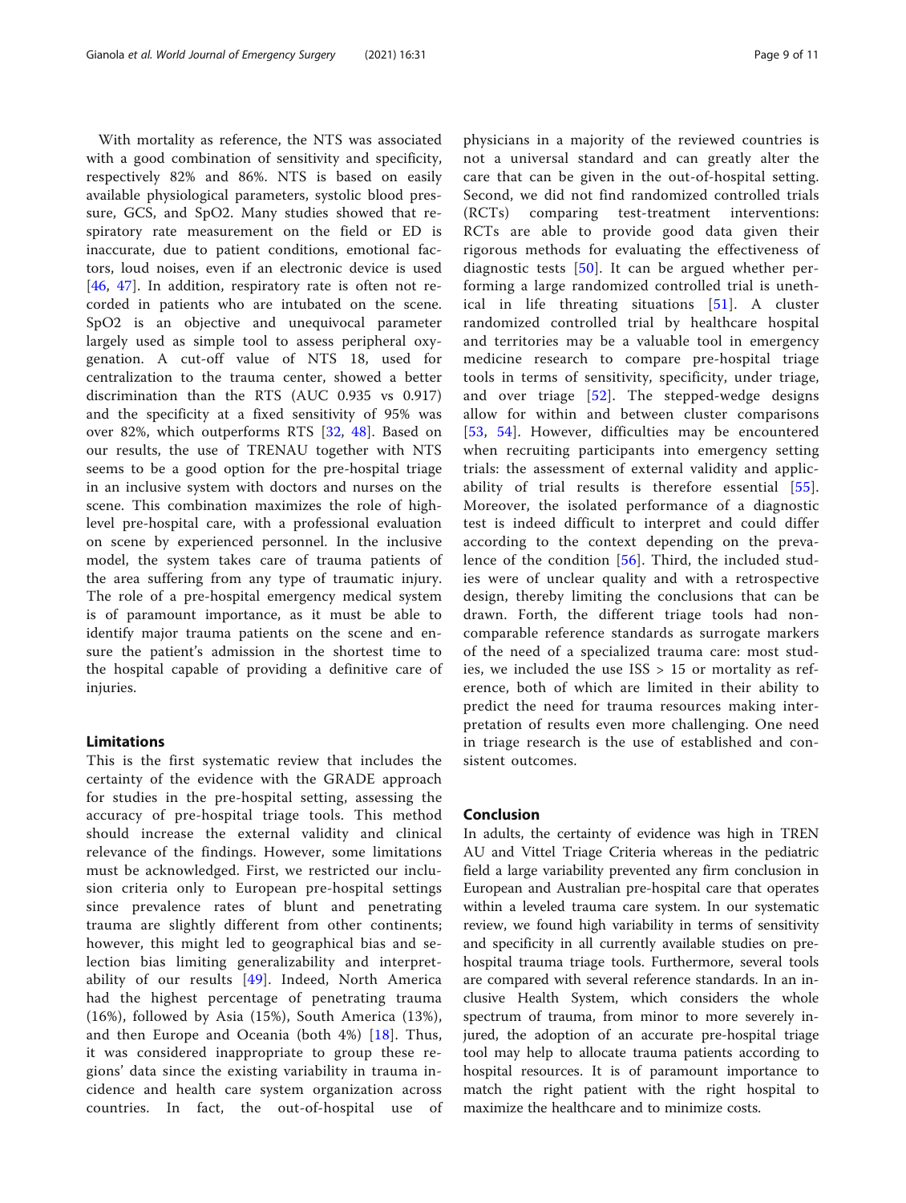With mortality as reference, the NTS was associated with a good combination of sensitivity and specificity, respectively 82% and 86%. NTS is based on easily available physiological parameters, systolic blood pressure, GCS, and SpO2. Many studies showed that respiratory rate measurement on the field or ED is inaccurate, due to patient conditions, emotional factors, loud noises, even if an electronic device is used [46, 47]. In addition, respiratory rate is often not recorded in patients who are intubated on the scene. SpO2 is an objective and unequivocal parameter largely used as simple tool to assess peripheral oxygenation. A cut-off value of NTS 18, used for centralization to the trauma center, showed a better discrimination than the RTS (AUC 0.935 vs 0.917) and the specificity at a fixed sensitivity of 95% was over 82%, which outperforms RTS [32, 48]. Based on our results, the use of TRENAU together with NTS seems to be a good option for the pre-hospital triage in an inclusive system with doctors and nurses on the scene. This combination maximizes the role of high-level pre-hospital care, with a professional evaluation on scene by experienced personnel. In the inclusive model, the system takes care of trauma patients of the area suffering from any type of traumatic injury. The role of a pre-hospital emergency medical system is of paramount importance, as it must be able to identify major trauma patients on the scene and ensure the patient's admission in the shortest time to the hospital capable of providing a definitive care of injuries.

## Limitations

This is the first systematic review that includes the certainty of the evidence with the GRADE approach for studies in the pre-hospital setting, assessing the accuracy of pre-hospital triage tools. This method should increase the external validity and clinical relevance of the findings. However, some limitations must be acknowledged. First, we restricted our inclusion criteria only to European pre-hospital settings since prevalence rates of blunt and penetrating trauma are slightly different from other continents; however, this might led to geographical bias and selection bias limiting generalizability and interpretability of our results [49]. Indeed, North America had the highest percentage of penetrating trauma (16%), followed by Asia (15%), South America (13%), and then Europe and Oceania (both 4%) [18]. Thus, it was considered inappropriate to group these regions' data since the existing variability in trauma incidence and health care system organization across countries. In fact, the out-of-hospital use of physicians in a majority of the reviewed countries is not a universal standard and can greatly alter the care that can be given in the out-of-hospital setting. Second, we did not find randomized controlled trials (RCTs) comparing test-treatment interventions: RCTs are able to provide good data given their rigorous methods for evaluating the effectiveness of diagnostic tests [50]. It can be argued whether performing a large randomized controlled trial is unethical in life threating situations [51]. A cluster randomized controlled trial by healthcare hospital and territories may be a valuable tool in emergency medicine research to compare pre-hospital triage tools in terms of sensitivity, specificity, under triage, and over triage [52]. The stepped-wedge designs allow for within and between cluster comparisons [53, 54]. However, difficulties may be encountered when recruiting participants into emergency setting trials: the assessment of external validity and applicability of trial results is therefore essential [55]. Moreover, the isolated performance of a diagnostic test is indeed difficult to interpret and could differ according to the context depending on the prevalence of the condition [56]. Third, the included studies were of unclear quality and with a retrospective design, thereby limiting the conclusions that can be drawn. Forth, the different triage tools had non-comparable reference standards as surrogate markers of the need of a specialized trauma care: most studies, we included the use ISS > 15 or mortality as reference, both of which are limited in their ability to predict the need for trauma resources making interpretation of results even more challenging. One need in triage research is the use of established and consistent outcomes.

## Conclusion

In adults, the certainty of evidence was high in TRENAU and Vittel Triage Criteria whereas in the pediatric field a large variability prevented any firm conclusion in European and Australian pre-hospital care that operates within a leveled trauma care system. In our systematic review, we found high variability in terms of sensitivity and specificity in all currently available studies on pre-hospital trauma triage tools. Furthermore, several tools are compared with several reference standards. In an inclusive Health System, which considers the whole spectrum of trauma, from minor to more severely injured, the adoption of an accurate pre-hospital triage tool may help to allocate trauma patients according to hospital resources. It is of paramount importance to match the right patient with the right hospital to maximize the healthcare and to minimize costs.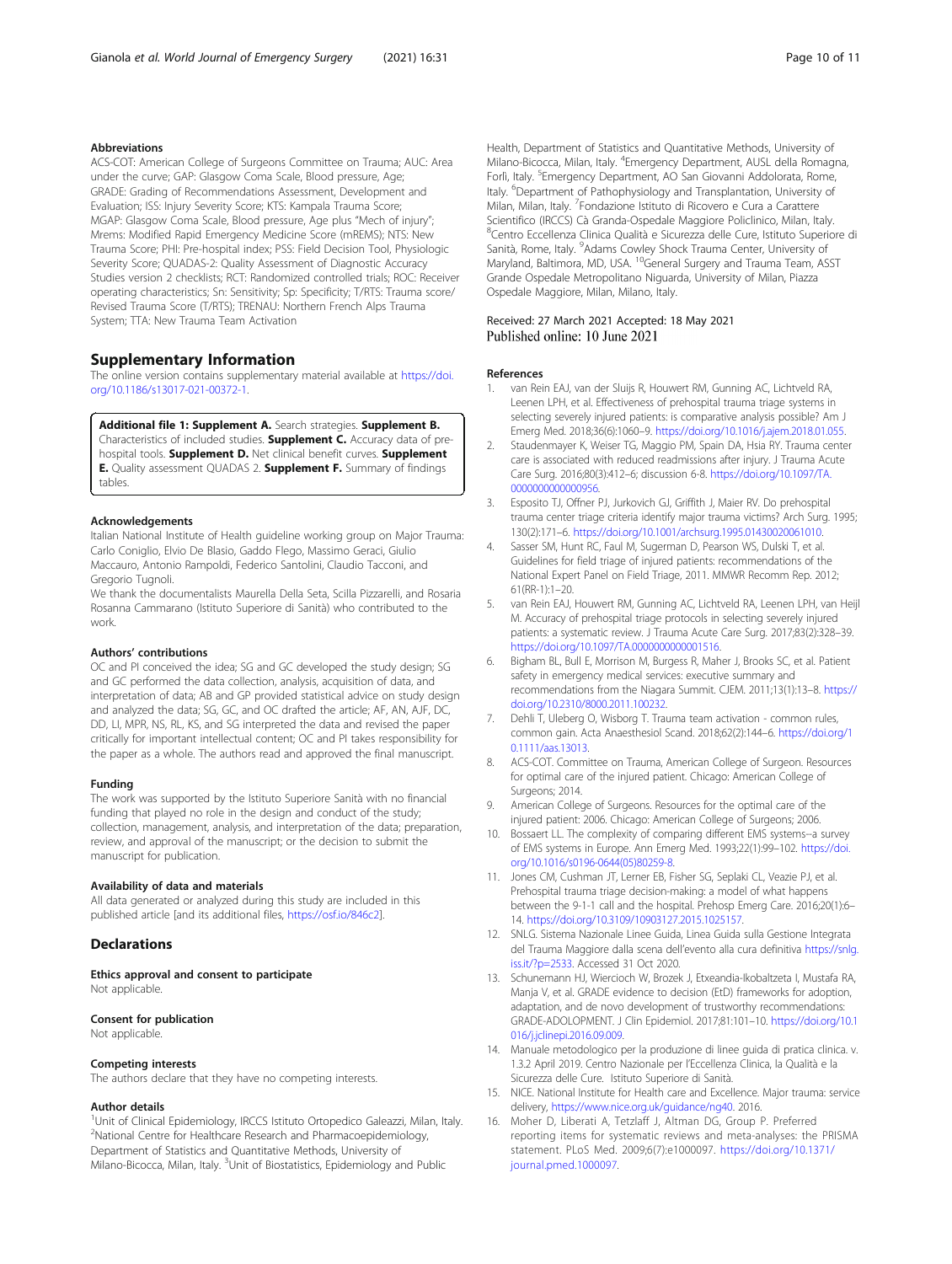### Abbreviations

ACS-COT: American College of Surgeons Committee on Trauma; AUC: Area under the curve; GAP: Glasgow Coma Scale, Blood pressure, Age; GRADE: Grading of Recommendations Assessment, Development and Evaluation; ISS: Injury Severity Score; KTS: Kampala Trauma Score; MGAP: Glasgow Coma Scale, Blood pressure, Age plus "Mech of injury"; Mrems: Modified Rapid Emergency Medicine Score (mREMS); NTS: New Trauma Score; PHI: Pre-hospital index; PSS: Field Decision Tool, Physiologic Severity Score; QUADAS-2: Quality Assessment of Diagnostic Accuracy Studies version 2 checklists; RCT: Randomized controlled trials; ROC: Receiver operating characteristics; Sn: Sensitivity; Sp: Specificity; T/RTS: Trauma score/Revised Trauma Score (T/RTS); TRENAU: Northern French Alps Trauma System; TTA: New Trauma Team Activation

## Supplementary Information

The online version contains supplementary material available at https://doi.org/10.1186/s13017-021-00372-1.

**Additional file 1: Supplement A.** Search strategies. **Supplement B.** Characteristics of included studies. **Supplement C.** Accuracy data of pre-hospital tools. **Supplement D.** Net clinical benefit curves. **Supplement E.** Quality assessment QUADAS 2. **Supplement F.** Summary of findings tables.

### Acknowledgements

Italian National Institute of Health guideline working group on Major Trauma: Carlo Coniglio, Elvio De Blasio, Gaddo Flego, Massimo Geraci, Giulio Maccauro, Antonio Rampoldi, Federico Santolini, Claudio Tacconi, and Gregorio Tugnoli.

We thank the documentalists Maurella Della Seta, Scilla Pizzarelli, and Rosaria Rosanna Cammarano (Istituto Superiore di Sanità) who contributed to the work.

### Authors' contributions

OC and PI conceived the idea; SG and GC developed the study design; SG and GC performed the data collection, analysis, acquisition of data, and interpretation of data; AB and GP provided statistical advice on study design and analyzed the data; SG, GC, and OC drafted the article; AF, AN, AJF, DC, DD, LI, MPR, NS, RL, KS, and SG interpreted the data and revised the paper critically for important intellectual content; OC and PI takes responsibility for the paper as a whole. The authors read and approved the final manuscript.

### Funding

The work was supported by the Istituto Superiore Sanità with no financial funding that played no role in the design and conduct of the study; collection, management, analysis, and interpretation of the data; preparation, review, and approval of the manuscript; or the decision to submit the manuscript for publication.

### Availability of data and materials

All data generated or analyzed during this study are included in this published article [and its additional files, https://osf.io/846c2].

## Declarations

### Ethics approval and consent to participate

Not applicable.

### Consent for publication

Not applicable.

### Competing interests

The authors declare that they have no competing interests.

### Author details

[1]Unit of Clinical Epidemiology, IRCCS Istituto Ortopedico Galeazzi, Milan, Italy. [2]National Centre for Healthcare Research and Pharmacoepidemiology, Department of Statistics and Quantitative Methods, University of Milano-Bicocca, Milan, Italy. [3]Unit of Biostatistics, Epidemiology and Public Health, Department of Statistics and Quantitative Methods, University of Milano-Bicocca, Milan, Italy. [4]Emergency Department, AUSL della Romagna, Forlì, Italy. [5]Emergency Department, AO San Giovanni Addolorata, Rome, Italy. [6]Department of Pathophysiology and Transplantation, University of Milan, Milan, Italy. [7]Fondazione Istituto di Ricovero e Cura a Carattere Scientifico (IRCCS) Cà Granda-Ospedale Maggiore Policlinico, Milan, Italy. [8]Centro Eccellenza Clinica Qualità e Sicurezza delle Cure, Istituto Superiore di Sanità, Rome, Italy. [9]Adams Cowley Shock Trauma Center, University of Maryland, Baltimore, MD, USA. [10]General Surgery and Trauma Team, ASST Grande Ospedale Metropolitano Niguarda, University of Milan, Piazza Ospedale Maggiore, Milan, Milano, Italy.

Received: 27 March 2021 Accepted: 18 May 2021
Published online: 10 June 2021

### References

1. van Rein EAJ, van der Sluijs R, Houwert RM, Gunning AC, Lichtveld RA, Leenen LPH, et al. Effectiveness of prehospital trauma triage systems in selecting severely injured patients: is comparative analysis possible? Am J Emerg Med. 2018;36(6):1060–9. https://doi.org/10.1016/j.ajem.2018.01.055.
2. Staudenmayer K, Weiser TG, Maggio PM, Spain DA, Hsia RY. Trauma center care is associated with reduced readmissions after injury. J Trauma Acute Care Surg. 2016;80(3):412–6; discussion 6-8. https://doi.org/10.1097/TA.0000000000000956.
3. Esposito TJ, Offner PJ, Jurkovich GJ, Griffith J, Maier RV. Do prehospital trauma center triage criteria identify major trauma victims? Arch Surg. 1995;130(2):171–6. https://doi.org/10.1001/archsurg.1995.01430020061010.
4. Sasser SM, Hunt RC, Faul M, Sugerman D, Pearson WS, Dulski T, et al. Guidelines for field triage of injured patients: recommendations of the National Expert Panel on Field Triage, 2011. MMWR Recomm Rep. 2012;61(RR-1):1–20.
5. van Rein EAJ, Houwert RM, Gunning AC, Lichtveld RA, Leenen LPH, van Heijl M. Accuracy of prehospital triage protocols in selecting severely injured patients: a systematic review. J Trauma Acute Care Surg. 2017;83(2):328–39. https://doi.org/10.1097/TA.0000000000001516.
6. Bigham BL, Bull E, Morrison M, Burgess R, Maher J, Brooks SC, et al. Patient safety in emergency medical services: executive summary and recommendations from the Niagara Summit. CJEM. 2011;13(1):13–8. https://doi.org/10.2310/8000.2011.100232.
7. Dehli T, Uleberg O, Wisborg T. Trauma team activation - common rules, common gain. Acta Anaesthesiol Scand. 2018;62(2):144–6. https://doi.org/10.1111/aas.13013.
8. ACS-COT. Committee on Trauma, American College of Surgeon. Resources for optimal care of the injured patient. Chicago: American College of Surgeons; 2014.
9. American College of Surgeons. Resources for the optimal care of the injured patient: 2006. Chicago: American College of Surgeons; 2006.
10. Bossaert LL. The complexity of comparing different EMS systems--a survey of EMS systems in Europe. Ann Emerg Med. 1993;22(1):99–102. https://doi.org/10.1016/s0196-0644(05)80259-8.
11. Jones CM, Cushman JT, Lerner EB, Fisher SG, Seplaki CL, Veazie PJ, et al. Prehospital trauma triage decision-making: a model of what happens between the 9-1-1 call and the hospital. Prehosp Emerg Care. 2016;20(1):6–14. https://doi.org/10.3109/10903127.2015.1025157.
12. SNLG. Sistema Nazionale Linee Guida, Linea Guida sulla Gestione Integrata del Trauma Maggiore dalla scena dell'evento alla cura definitiva https://snlg.iss.it/?p=2533. Accessed 31 Oct 2020.
13. Schunemann HJ, Wiercioch W, Brozek J, Etxeandia-Ikobaltzeta I, Mustafa RA, Manja V, et al. GRADE evidence to decision (EtD) frameworks for adoption, adaptation, and de novo development of trustworthy recommendations: GRADE-ADOLOPMENT. J Clin Epidemiol. 2017;81:101–10. https://doi.org/10.1016/j.jclinepi.2016.09.009.
14. Manuale metodologico per la produzione di linee guida di pratica clinica. v. 1.3.2 April 2019. Centro Nazionale per l'Eccellenza Clinica, la Qualità e la Sicurezza delle Cure. Istituto Superiore di Sanità.
15. NICE. National Institute for Health care and Excellence. Major trauma: service delivery, https://www.nice.org.uk/guidance/ng40. 2016.
16. Moher D, Liberati A, Tetzlaff J, Altman DG, Group P. Preferred reporting items for systematic reviews and meta-analyses: the PRISMA statement. PLoS Med. 2009;6(7):e1000097. https://doi.org/10.1371/journal.pmed.1000097.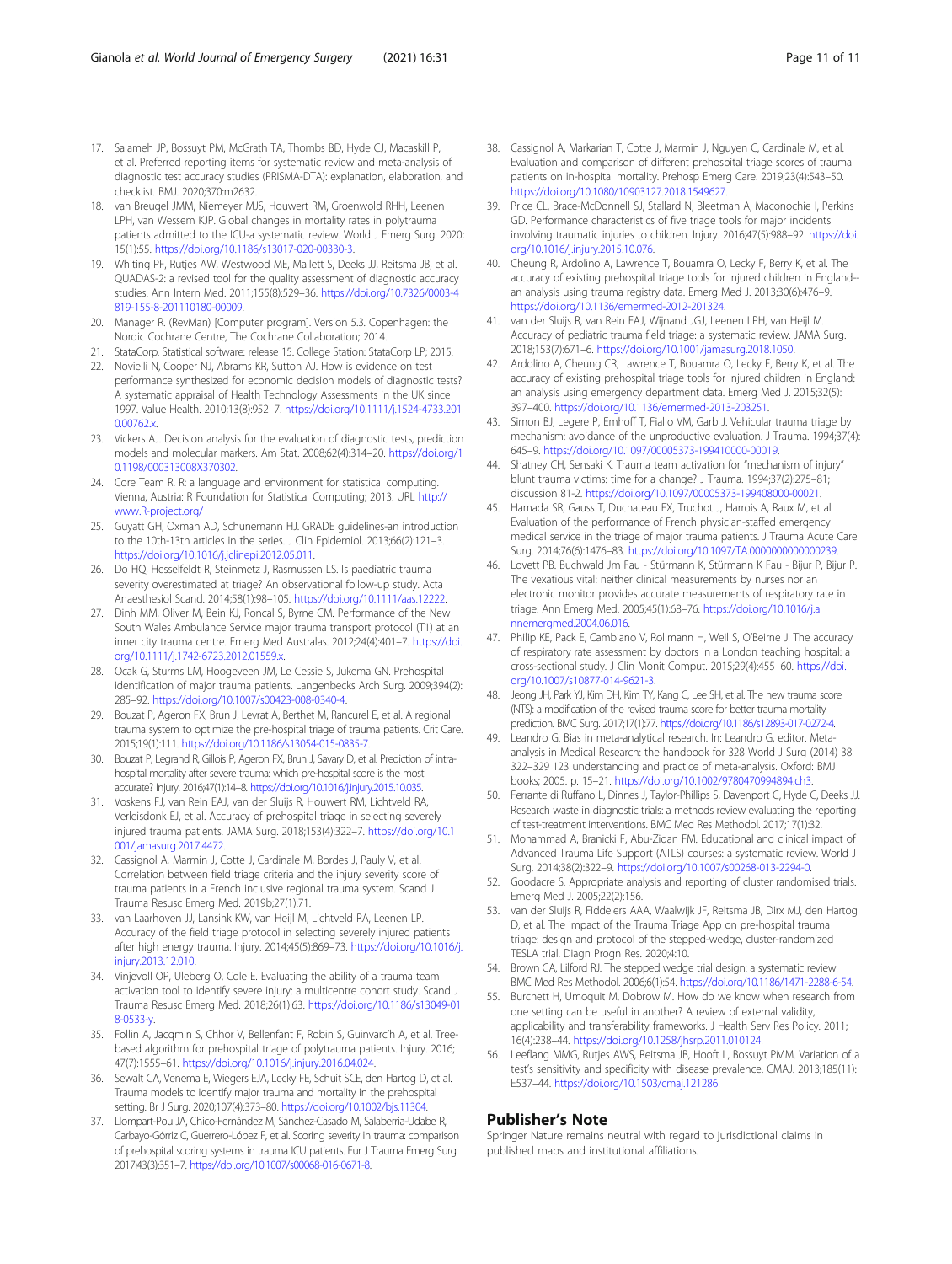17. Salameh JP, Bossuyt PM, McGrath TA, Thombs BD, Hyde CJ, Macaskill P, et al. Preferred reporting items for systematic review and meta-analysis of diagnostic test accuracy studies (PRISMA-DTA): explanation, elaboration, and checklist. BMJ. 2020;370:m2632.
18. van Breugel JMM, Niemeyer MJS, Houwert RM, Groenwold RHH, Leenen LPH, van Wessem KJP. Global changes in mortality rates in polytrauma patients admitted to the ICU-a systematic review. World J Emerg Surg. 2020; 15(1):55. https://doi.org/10.1186/s13017-020-00330-3.
19. Whiting PF, Rutjes AW, Westwood ME, Mallett S, Deeks JJ, Reitsma JB, et al. QUADAS-2: a revised tool for the quality assessment of diagnostic accuracy studies. Ann Intern Med. 2011;155(8):529–36. https://doi.org/10.7326/0003-4819-155-8-201110180-00009.
20. Manager R. (RevMan) [Computer program]. Version 5.3. Copenhagen: the Nordic Cochrane Centre, The Cochrane Collaboration; 2014.
21. StataCorp. Statistical software: release 15. College Station: StataCorp LP; 2015.
22. Novielli N, Cooper NJ, Abrams KR, Sutton AJ. How is evidence on test performance synthesized for economic decision models of diagnostic tests? A systematic appraisal of Health Technology Assessments in the UK since 1997. Value Health. 2010;13(8):952–7. https://doi.org/10.1111/j.1524-4733.2010.00762.x.
23. Vickers AJ. Decision analysis for the evaluation of diagnostic tests, prediction models and molecular markers. Am Stat. 2008;62(4):314–20. https://doi.org/10.1198/000313008X370302.
24. Core Team R. R: a language and environment for statistical computing. Vienna, Austria: R Foundation for Statistical Computing; 2013. URL http://www.R-project.org/
25. Guyatt GH, Oxman AD, Schunemann HJ. GRADE guidelines-an introduction to the 10th-13th articles in the series. J Clin Epidemiol. 2013;66(2):121–3. https://doi.org/10.1016/j.jclinepi.2012.05.011.
26. Do HQ, Hesselfeldt R, Steinmetz J, Rasmussen LS. Is paediatric trauma severity overestimated at triage? An observational follow-up study. Acta Anaesthesiol Scand. 2014;58(1):98–105. https://doi.org/10.1111/aas.12222.
27. Dinh MM, Oliver M, Bein KJ, Roncal S, Byrne CM. Performance of the New South Wales Ambulance Service major trauma transport protocol (T1) at an inner city trauma centre. Emerg Med Australas. 2012;24(4):401–7. https://doi.org/10.1111/j.1742-6723.2012.01559.x.
28. Ocak G, Sturms LM, Hoogeveen JM, Le Cessie S, Jukema GN. Prehospital identification of major trauma patients. Langenbecks Arch Surg. 2009;394(2):285–92. https://doi.org/10.1007/s00423-008-0340-4.
29. Bouzat P, Ageron FX, Brun J, Levrat A, Berthet M, Rancurel E, et al. A regional trauma system to optimize the pre-hospital triage of trauma patients. Crit Care. 2015;19(1):111. https://doi.org/10.1186/s13054-015-0835-7.
30. Bouzat P, Legrand R, Gillois P, Ageron FX, Brun J, Savary D, et al. Prediction of intra-hospital mortality after severe trauma: which pre-hospital score is the most accurate? Injury. 2016;47(1):14–8. https://doi.org/10.1016/j.injury.2015.10.035.
31. Voskens FJ, van Rein EAJ, van der Sluijs R, Houwert RM, Lichtveld RA, Verleisdonk EJ, et al. Accuracy of prehospital triage in selecting severely injured trauma patients. JAMA Surg. 2018;153(4):322–7. https://doi.org/10.1001/jamasurg.2017.4472.
32. Cassignol A, Marmin J, Cotte J, Cardinale M, Bordes J, Pauly V, et al. Correlation between field triage criteria and the injury severity score of trauma patients in a French inclusive regional trauma system. Scand J Trauma Resusc Emerg Med. 2019b;27(1):71.
33. van Laarhoven JJ, Lansink KW, van Heijl M, Lichtveld RA, Leenen LP. Accuracy of the field triage protocol in selecting severely injured patients after high energy trauma. Injury. 2014;45(5):869–73. https://doi.org/10.1016/j.injury.2013.12.010.
34. Vinjevoll OP, Uleberg O, Cole E. Evaluating the ability of a trauma team activation tool to identify severe injury: a multicentre cohort study. Scand J Trauma Resusc Emerg Med. 2018;26(1):63. https://doi.org/10.1186/s13049-018-0533-y.
35. Follin A, Jacqmin S, Chhor V, Bellenfant F, Robin S, Guinvarc'h A, et al. Tree-based algorithm for prehospital triage of polytrauma patients. Injury. 2016; 47(7):1555–61. https://doi.org/10.1016/j.injury.2016.04.024.
36. Sewalt CA, Venema E, Wiegers EJA, Lecky FE, Schuit SCE, den Hartog D, et al. Trauma models to identify major trauma and mortality in the prehospital setting. Br J Surg. 2020;107(4):373–80. https://doi.org/10.1002/bjs.11304.
37. Llompart-Pou JA, Chico-Fernández M, Sánchez-Casado M, Salaberria-Udabe R, Carbayo-Górriz C, Guerrero-López F, et al. Scoring severity in trauma: comparison of prehospital scoring systems in trauma ICU patients. Eur J Trauma Emerg Surg. 2017;43(3):351–7. https://doi.org/10.1007/s00068-016-0671-8.
38. Cassignol A, Markarian T, Cotte J, Marmin J, Nguyen C, Cardinale M, et al. Evaluation and comparison of different prehospital triage scores of trauma patients on in-hospital mortality. Prehosp Emerg Care. 2019;23(4):543–50. https://doi.org/10.1080/10903127.2018.1549627.
39. Price CL, Brace-McDonnell SJ, Stallard N, Bleetman A, Maconochie I, Perkins GD. Performance characteristics of five triage tools for major incidents involving traumatic injuries to children. Injury. 2016;47(5):988–92. https://doi.org/10.1016/j.injury.2015.10.076.
40. Cheung R, Ardolino A, Lawrence T, Bouamra O, Lecky F, Berry K, et al. The accuracy of existing prehospital triage tools for injured children in England--an analysis using trauma registry data. Emerg Med J. 2013;30(6):476–9. https://doi.org/10.1136/emermed-2012-201324.
41. van der Sluijs R, van Rein EAJ, Wijnand JGJ, Leenen LPH, van Heijl M. Accuracy of pediatric trauma field triage: a systematic review. JAMA Surg. 2018;153(7):671–6. https://doi.org/10.1001/jamasurg.2018.1050.
42. Ardolino A, Cheung CR, Lawrence T, Bouamra O, Lecky F, Berry K, et al. The accuracy of existing prehospital triage tools for injured children in England: an analysis using emergency department data. Emerg Med J. 2015;32(5): 397–400. https://doi.org/10.1136/emermed-2013-203251.
43. Simon BJ, Legere P, Emhoff T, Fiallo VM, Garb J. Vehicular trauma triage by mechanism: avoidance of the unproductive evaluation. J Trauma. 1994;37(4): 645–9. https://doi.org/10.1097/00005373-199410000-00019.
44. Shatney CH, Sensaki K. Trauma team activation for "mechanism of injury" blunt trauma victims: time for a change? J Trauma. 1994;37(2):275–81; discussion 81-2. https://doi.org/10.1097/00005373-199408000-00021.
45. Hamada SR, Gauss T, Duchateau FX, Truchot J, Harrois A, Raux M, et al. Evaluation of the performance of French physician-staffed emergency medical service in the triage of major trauma patients. J Trauma Acute Care Surg. 2014;76(6):1476–83. https://doi.org/10.1097/TA.0000000000000239.
46. Lovett PB. Buchwald Jm Fau - Stürmann K, Stürmann K Fau - Bijur P, Bijur P. The vexatious vital: neither clinical measurements by nurses nor an electronic monitor provides accurate measurements of respiratory rate in triage. Ann Emerg Med. 2005;45(1):68–76. https://doi.org/10.1016/j.annemergmed.2004.06.016.
47. Philip KE, Pack E, Cambiano V, Rollmann H, Weil S, O'Beirne J. The accuracy of respiratory rate assessment by doctors in a London teaching hospital: a cross-sectional study. J Clin Monit Comput. 2015;29(4):455–60. https://doi.org/10.1007/s10877-014-9621-3.
48. Jeong JH, Park YJ, Kim DH, Kim TY, Kang C, Lee SH, et al. The new trauma score (NTS): a modification of the revised trauma score for better trauma mortality prediction. BMC Surg. 2017;17(1):77. https://doi.org/10.1186/s12893-017-0272-4.
49. Leandro G. Bias in meta-analytical research. In: Leandro G, editor. Meta-analysis in Medical Research: the handbook for 328 World J Surg (2014) 38: 322–329 123 understanding and practice of meta-analysis. Oxford: BMJ books; 2005. p. 15–21. https://doi.org/10.1002/9780470994894.ch3.
50. Ferrante di Ruffano L, Dinnes J, Taylor-Phillips S, Davenport C, Hyde C, Deeks JJ. Research waste in diagnostic trials: a methods review evaluating the reporting of test-treatment interventions. BMC Med Res Methodol. 2017;17(1):32.
51. Mohammad A, Branicki F, Abu-Zidan FM. Educational and clinical impact of Advanced Trauma Life Support (ATLS) courses: a systematic review. World J Surg. 2014;38(2):322–9. https://doi.org/10.1007/s00268-013-2294-0.
52. Goodacre S. Appropriate analysis and reporting of cluster randomised trials. Emerg Med J. 2005;22(2):156.
53. van der Sluijs R, Fiddelers AAA, Waalwijk JF, Reitsma JB, Dirx MJ, den Hartog D, et al. The impact of the Trauma Triage App on pre-hospital trauma triage: design and protocol of the stepped-wedge, cluster-randomized TESLA trial. Diagn Progn Res. 2020;4:10.
54. Brown CA, Lilford RJ. The stepped wedge trial design: a systematic review. BMC Med Res Methodol. 2006;6(1):54. https://doi.org/10.1186/1471-2288-6-54.
55. Burchett H, Umoquit M, Dobrow M. How do we know when research from one setting can be useful in another? A review of external validity, applicability and transferability frameworks. J Health Serv Res Policy. 2011; 16(4):238–44. https://doi.org/10.1258/jhsrp.2011.010124.
56. Leeflang MMG, Rutjes AWS, Reitsma JB, Hooft L, Bossuyt PMM. Variation of a test's sensitivity and specificity with disease prevalence. CMAJ. 2013;185(11): E537–44. https://doi.org/10.1503/cmaj.121286.

## Publisher's Note

Springer Nature remains neutral with regard to jurisdictional claims in published maps and institutional affiliations.